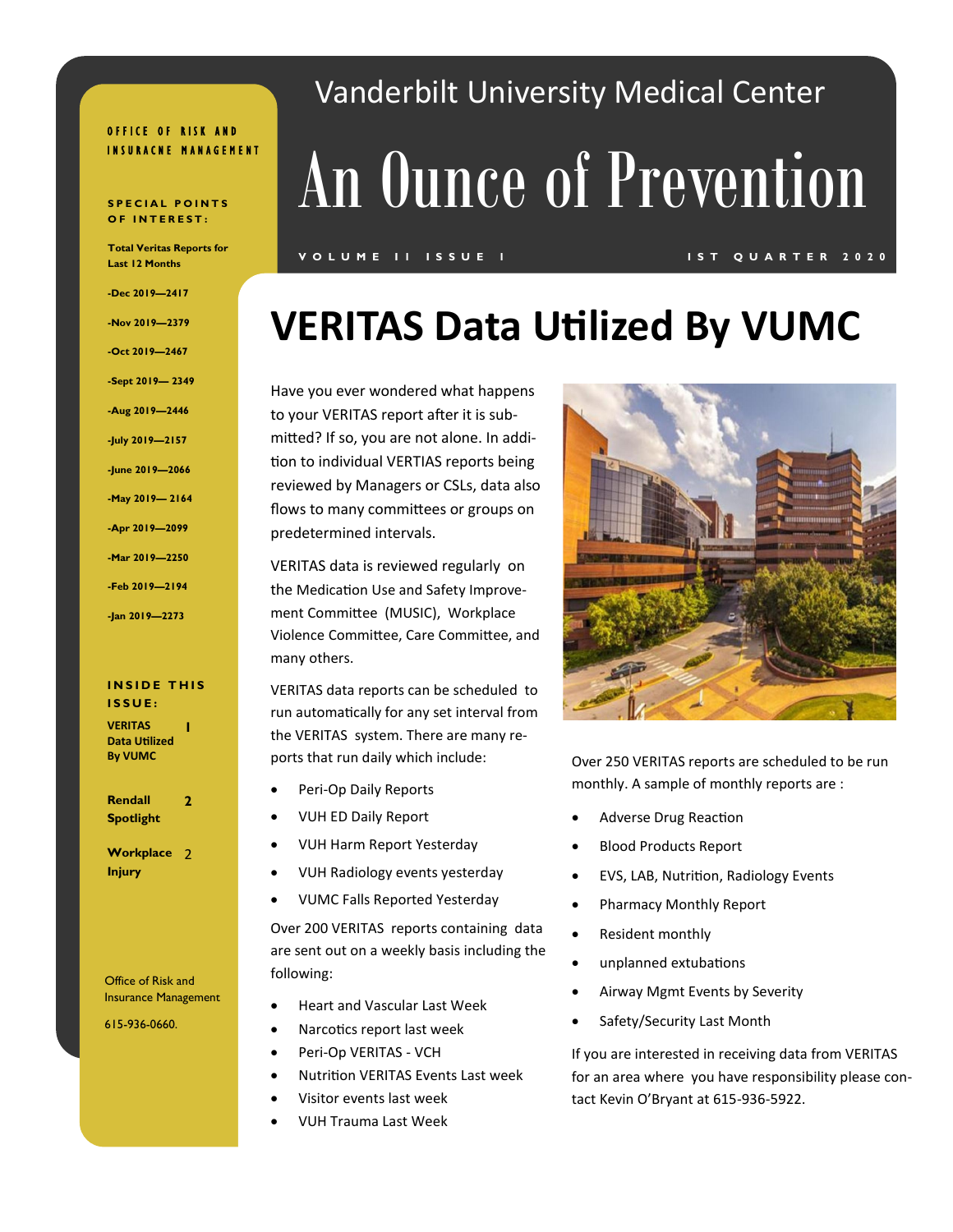OFFICE OF RISK AND INSURACNE MANAGEMENT

Vanderbilt University Medical Center

# An Ounce of Prevention

VOLUME II ISSUE I — IST QUARTER 2020

**SPECIAL POINTS OF INTEREST:**

**Total Veritas Reports for Last 12 Months**

- **-Dec 2019—2417**
- **-Nov 2019—2379**
- **-Oct 2019—2467**
- **-Sept 2019— 2349**
- **-Aug 2019—2446**
- **-July 2019—2157**
- **-June 2019—2066**
- **-May 2019— 2164**
- **-Apr 2019—2099**
- **-Mar 2019—2250**
- **-Feb 2019—2194**
- **-Jan 2019—2273**

**INSIDE THIS ISSUE:**

| | |
|---|---|
| **VERITAS Data Utilized By VUMC** | 1 |
| **Rendall Spotlight** | 2 |
| **Workplace Injury** | 2 |

Office of Risk and Insurance Management

615-936-0660.

## VERITAS Data Utilized By VUMC

Have you ever wondered what happens to your VERITAS report after it is submitted? If so, you are not alone. In addition to individual VERTIAS reports being reviewed by Managers or CSLs, data also flows to many committees or groups on predetermined intervals.

VERITAS data is reviewed regularly on the Medication Use and Safety Improvement Committee (MUSIC), Workplace Violence Committee, Care Committee, and many others.

VERITAS data reports can be scheduled to run automatically for any set interval from the VERITAS system. There are many reports that run daily which include:

- Peri-Op Daily Reports
- VUH ED Daily Report
- VUH Harm Report Yesterday
- VUH Radiology events yesterday
- VUMC Falls Reported Yesterday

Over 200 VERITAS reports containing data are sent out on a weekly basis including the following:

- Heart and Vascular Last Week
- Narcotics report last week
- Peri-Op VERITAS - VCH
- Nutrition VERITAS Events Last week
- Visitor events last week
- VUH Trauma Last Week

Over 250 VERITAS reports are scheduled to be run monthly. A sample of monthly reports are :

- Adverse Drug Reaction
- Blood Products Report
- EVS, LAB, Nutrition, Radiology Events
- Pharmacy Monthly Report
- Resident monthly
- unplanned extubations
- Airway Mgmt Events by Severity
- Safety/Security Last Month

If you are interested in receiving data from VERITAS for an area where you have responsibility please contact Kevin O'Bryant at 615-936-5922.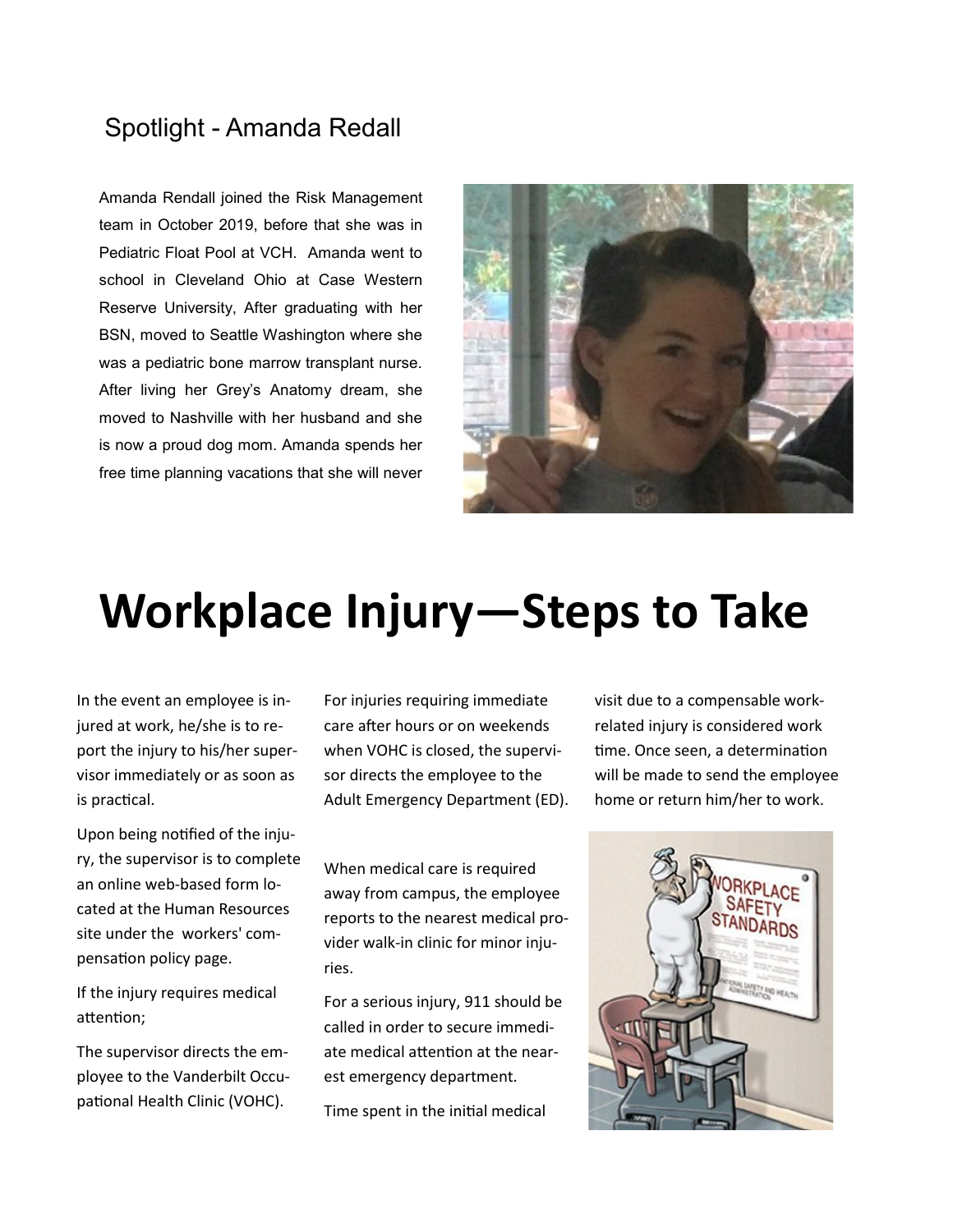## Spotlight - Amanda Redall

Amanda Rendall joined the Risk Management team in October 2019, before that she was in Pediatric Float Pool at VCH. Amanda went to school in Cleveland Ohio at Case Western Reserve University, After graduating with her BSN, moved to Seattle Washington where she was a pediatric bone marrow transplant nurse. After living her Grey's Anatomy dream, she moved to Nashville with her husband and she is now a proud dog mom. Amanda spends her free time planning vacations that she will never

# Workplace Injury—Steps to Take

In the event an employee is injured at work, he/she is to report the injury to his/her supervisor immediately or as soon as is practical.

Upon being notified of the injury, the supervisor is to complete an online web-based form located at the Human Resources site under the workers' compensation policy page.

If the injury requires medical attention;

The supervisor directs the employee to the Vanderbilt Occupational Health Clinic (VOHC).

For injuries requiring immediate care after hours or on weekends when VOHC is closed, the supervisor directs the employee to the Adult Emergency Department (ED).

When medical care is required away from campus, the employee reports to the nearest medical provider walk-in clinic for minor injuries.

For a serious injury, 911 should be called in order to secure immediate medical attention at the nearest emergency department.

Time spent in the initial medical visit due to a compensable work-related injury is considered work time. Once seen, a determination will be made to send the employee home or return him/her to work.